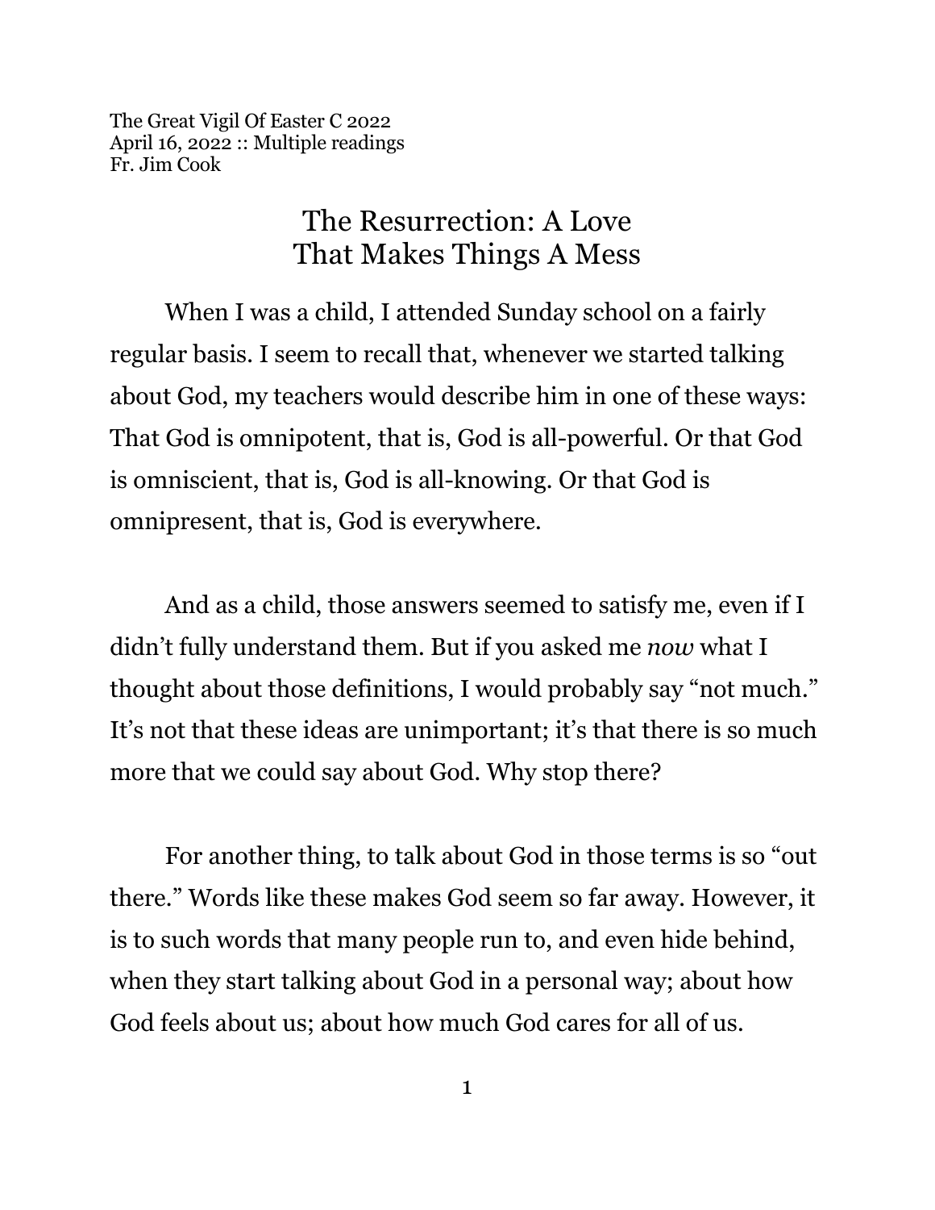The Great Vigil Of Easter C 2022
April 16, 2022 :: Multiple readings
Fr. Jim Cook

# The Resurrection: A Love That Makes Things A Mess

When I was a child, I attended Sunday school on a fairly regular basis. I seem to recall that, whenever we started talking about God, my teachers would describe him in one of these ways: That God is omnipotent, that is, God is all-powerful. Or that God is omniscient, that is, God is all-knowing. Or that God is omnipresent, that is, God is everywhere.

And as a child, those answers seemed to satisfy me, even if I didn't fully understand them. But if you asked me *now* what I thought about those definitions, I would probably say "not much." It's not that these ideas are unimportant; it's that there is so much more that we could say about God. Why stop there?

For another thing, to talk about God in those terms is so "out there." Words like these makes God seem so far away. However, it is to such words that many people run to, and even hide behind, when they start talking about God in a personal way; about how God feels about us; about how much God cares for all of us.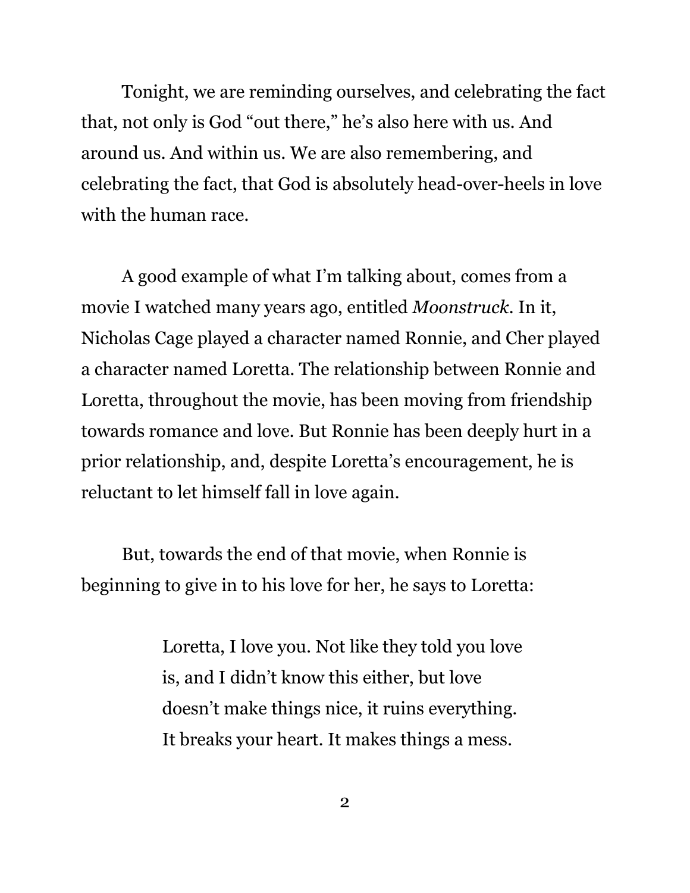Tonight, we are reminding ourselves, and celebrating the fact that, not only is God "out there," he's also here with us. And around us. And within us. We are also remembering, and celebrating the fact, that God is absolutely head-over-heels in love with the human race.

A good example of what I'm talking about, comes from a movie I watched many years ago, entitled *Moonstruck*. In it, Nicholas Cage played a character named Ronnie, and Cher played a character named Loretta. The relationship between Ronnie and Loretta, throughout the movie, has been moving from friendship towards romance and love. But Ronnie has been deeply hurt in a prior relationship, and, despite Loretta's encouragement, he is reluctant to let himself fall in love again.

But, towards the end of that movie, when Ronnie is beginning to give in to his love for her, he says to Loretta:

> Loretta, I love you. Not like they told you love is, and I didn't know this either, but love doesn't make things nice, it ruins everything. It breaks your heart. It makes things a mess.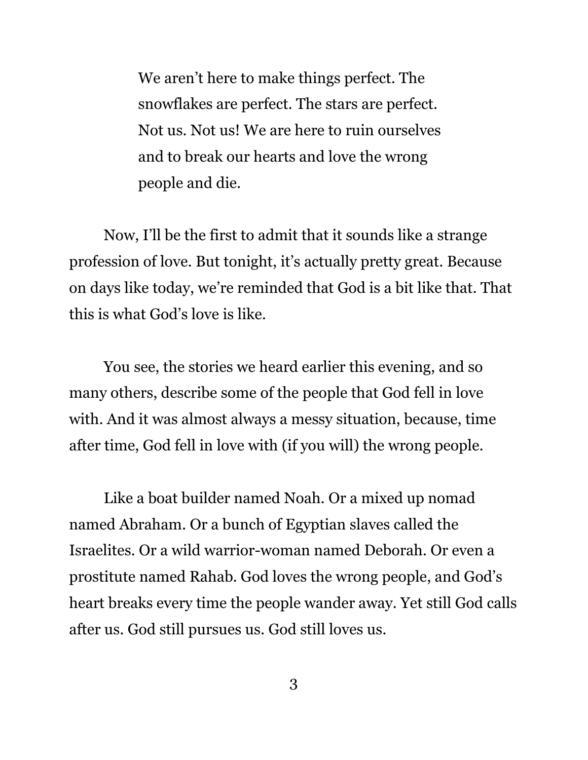> We aren't here to make things perfect. The snowflakes are perfect. The stars are perfect. Not us. Not us! We are here to ruin ourselves and to break our hearts and love the wrong people and die.

Now, I'll be the first to admit that it sounds like a strange profession of love. But tonight, it's actually pretty great. Because on days like today, we're reminded that God is a bit like that. That this is what God's love is like.

You see, the stories we heard earlier this evening, and so many others, describe some of the people that God fell in love with. And it was almost always a messy situation, because, time after time, God fell in love with (if you will) the wrong people.

Like a boat builder named Noah. Or a mixed up nomad named Abraham. Or a bunch of Egyptian slaves called the Israelites. Or a wild warrior-woman named Deborah. Or even a prostitute named Rahab. God loves the wrong people, and God's heart breaks every time the people wander away. Yet still God calls after us. God still pursues us. God still loves us.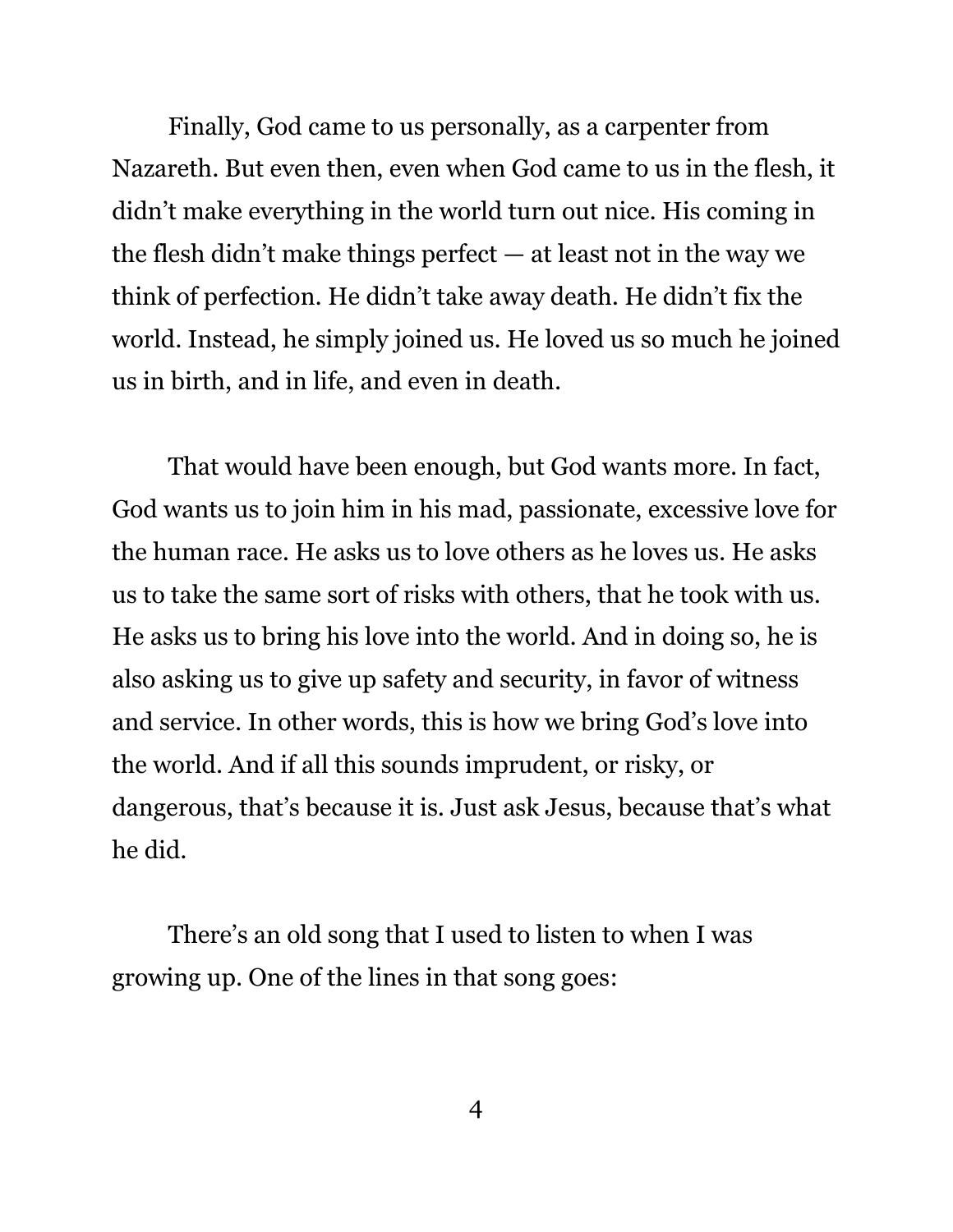Finally, God came to us personally, as a carpenter from Nazareth. But even then, even when God came to us in the flesh, it didn't make everything in the world turn out nice. His coming in the flesh didn't make things perfect — at least not in the way we think of perfection. He didn't take away death. He didn't fix the world. Instead, he simply joined us. He loved us so much he joined us in birth, and in life, and even in death.

That would have been enough, but God wants more. In fact, God wants us to join him in his mad, passionate, excessive love for the human race. He asks us to love others as he loves us. He asks us to take the same sort of risks with others, that he took with us. He asks us to bring his love into the world. And in doing so, he is also asking us to give up safety and security, in favor of witness and service. In other words, this is how we bring God's love into the world. And if all this sounds imprudent, or risky, or dangerous, that's because it is. Just ask Jesus, because that's what he did.

There's an old song that I used to listen to when I was growing up. One of the lines in that song goes: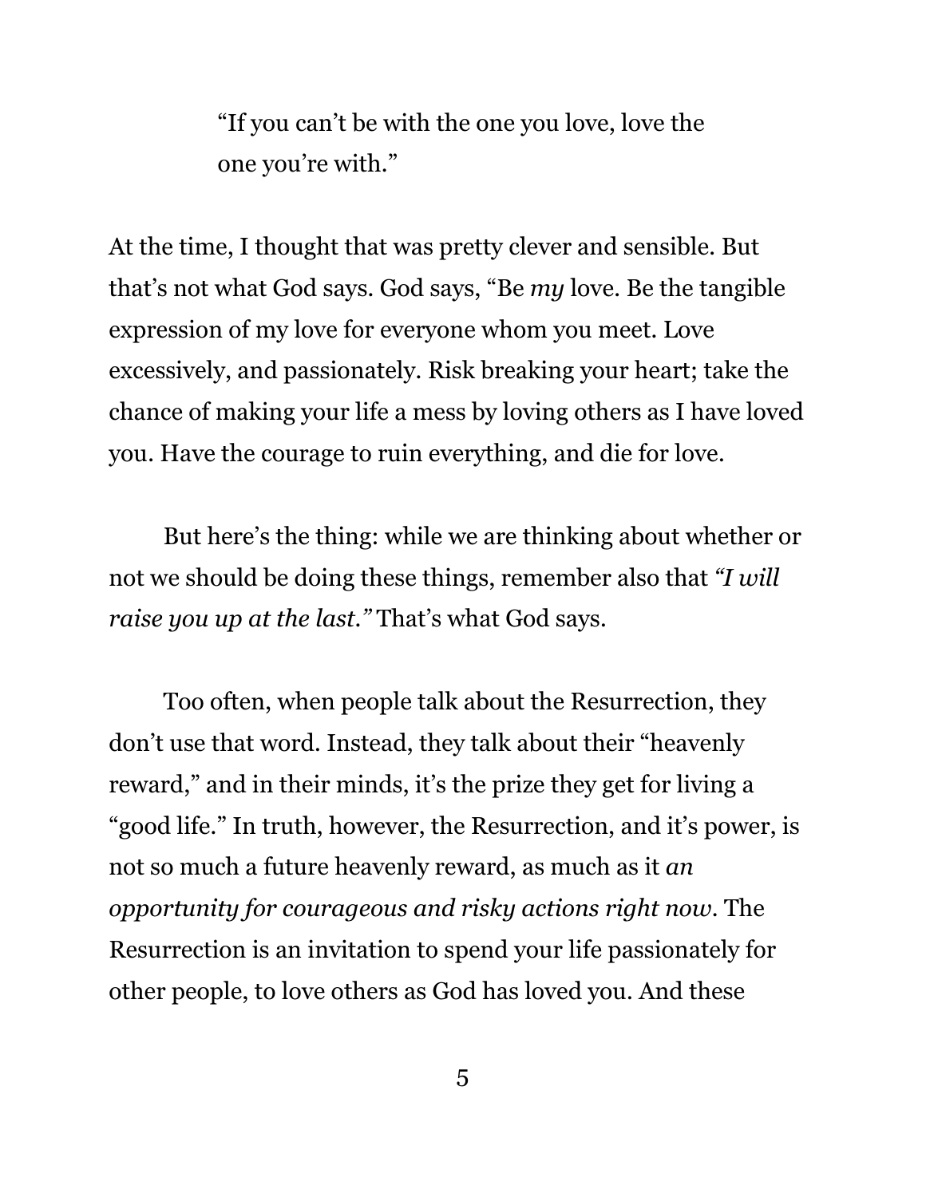> "If you can't be with the one you love, love the one you're with."

At the time, I thought that was pretty clever and sensible. But that's not what God says. God says, "Be *my* love. Be the tangible expression of my love for everyone whom you meet. Love excessively, and passionately. Risk breaking your heart; take the chance of making your life a mess by loving others as I have loved you. Have the courage to ruin everything, and die for love.

But here's the thing: while we are thinking about whether or not we should be doing these things, remember also that *"I will raise you up at the last."* That's what God says.

Too often, when people talk about the Resurrection, they don't use that word. Instead, they talk about their "heavenly reward," and in their minds, it's the prize they get for living a "good life." In truth, however, the Resurrection, and it's power, is not so much a future heavenly reward, as much as it *an opportunity for courageous and risky actions right now*. The Resurrection is an invitation to spend your life passionately for other people, to love others as God has loved you. And these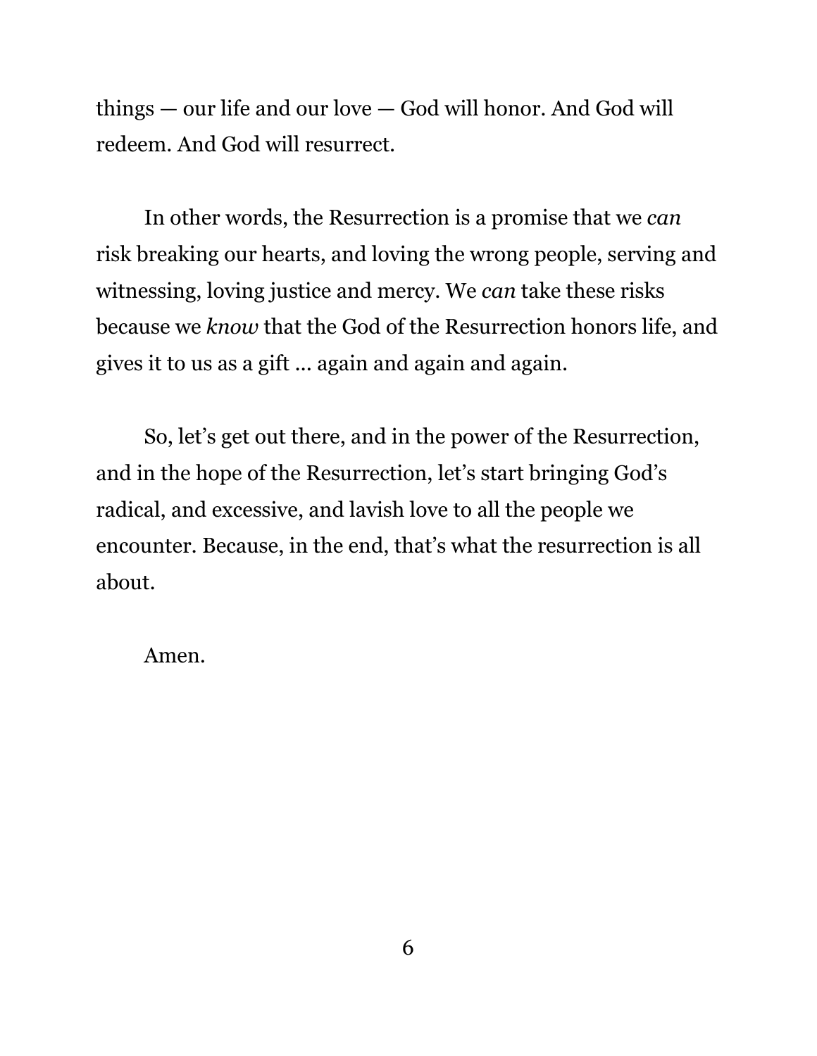things — our life and our love — God will honor. And God will redeem. And God will resurrect.

In other words, the Resurrection is a promise that we *can* risk breaking our hearts, and loving the wrong people, serving and witnessing, loving justice and mercy. We *can* take these risks because we *know* that the God of the Resurrection honors life, and gives it to us as a gift … again and again and again.

So, let's get out there, and in the power of the Resurrection, and in the hope of the Resurrection, let's start bringing God's radical, and excessive, and lavish love to all the people we encounter. Because, in the end, that's what the resurrection is all about.

Amen.